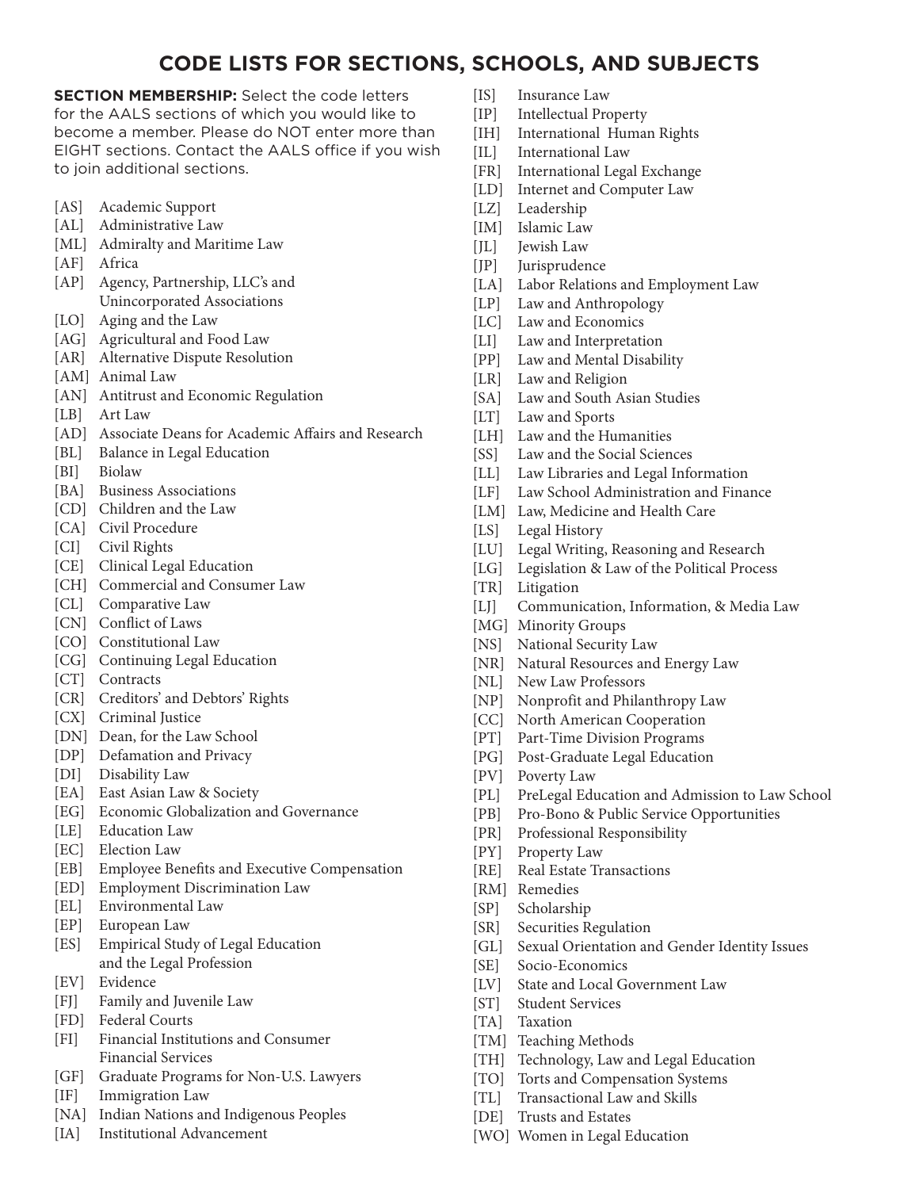# CODE LISTS FOR SECTIONS, SCHOOLS, AND SUBJECTS

**SECTION MEMBERSHIP:** Select the code letters for the AALS sections of which you would like to become a member. Please do NOT enter more than EIGHT sections. Contact the AALS office if you wish to join additional sections.

[AS] Academic Support
[AL] Administrative Law
[ML] Admiralty and Maritime Law
[AF] Africa
[AP] Agency, Partnership, LLC's and Unincorporated Associations
[LO] Aging and the Law
[AG] Agricultural and Food Law
[AR] Alternative Dispute Resolution
[AM] Animal Law
[AN] Antitrust and Economic Regulation
[LB] Art Law
[AD] Associate Deans for Academic Affairs and Research
[BL] Balance in Legal Education
[BI] Biolaw
[BA] Business Associations
[CD] Children and the Law
[CA] Civil Procedure
[CI] Civil Rights
[CE] Clinical Legal Education
[CH] Commercial and Consumer Law
[CL] Comparative Law
[CN] Conflict of Laws
[CO] Constitutional Law
[CG] Continuing Legal Education
[CT] Contracts
[CR] Creditors' and Debtors' Rights
[CX] Criminal Justice
[DN] Dean, for the Law School
[DP] Defamation and Privacy
[DI] Disability Law
[EA] East Asian Law & Society
[EG] Economic Globalization and Governance
[LE] Education Law
[EC] Election Law
[EB] Employee Benefits and Executive Compensation
[ED] Employment Discrimination Law
[EL] Environmental Law
[EP] European Law
[ES] Empirical Study of Legal Education and the Legal Profession
[EV] Evidence
[FJ] Family and Juvenile Law
[FD] Federal Courts
[FI] Financial Institutions and Consumer Financial Services
[GF] Graduate Programs for Non-U.S. Lawyers
[IF] Immigration Law
[NA] Indian Nations and Indigenous Peoples
[IA] Institutional Advancement
[IS] Insurance Law
[IP] Intellectual Property
[IH] International Human Rights
[IL] International Law
[FR] International Legal Exchange
[LD] Internet and Computer Law
[LZ] Leadership
[IM] Islamic Law
[JL] Jewish Law
[JP] Jurisprudence
[LA] Labor Relations and Employment Law
[LP] Law and Anthropology
[LC] Law and Economics
[LI] Law and Interpretation
[PP] Law and Mental Disability
[LR] Law and Religion
[SA] Law and South Asian Studies
[LT] Law and Sports
[LH] Law and the Humanities
[SS] Law and the Social Sciences
[LL] Law Libraries and Legal Information
[LF] Law School Administration and Finance
[LM] Law, Medicine and Health Care
[LS] Legal History
[LU] Legal Writing, Reasoning and Research
[LG] Legislation & Law of the Political Process
[TR] Litigation
[LJ] Communication, Information, & Media Law
[MG] Minority Groups
[NS] National Security Law
[NR] Natural Resources and Energy Law
[NL] New Law Professors
[NP] Nonprofit and Philanthropy Law
[CC] North American Cooperation
[PT] Part-Time Division Programs
[PG] Post-Graduate Legal Education
[PV] Poverty Law
[PL] PreLegal Education and Admission to Law School
[PB] Pro-Bono & Public Service Opportunities
[PR] Professional Responsibility
[PY] Property Law
[RE] Real Estate Transactions
[RM] Remedies
[SP] Scholarship
[SR] Securities Regulation
[GL] Sexual Orientation and Gender Identity Issues
[SE] Socio-Economics
[LV] State and Local Government Law
[ST] Student Services
[TA] Taxation
[TM] Teaching Methods
[TH] Technology, Law and Legal Education
[TO] Torts and Compensation Systems
[TL] Transactional Law and Skills
[DE] Trusts and Estates
[WO] Women in Legal Education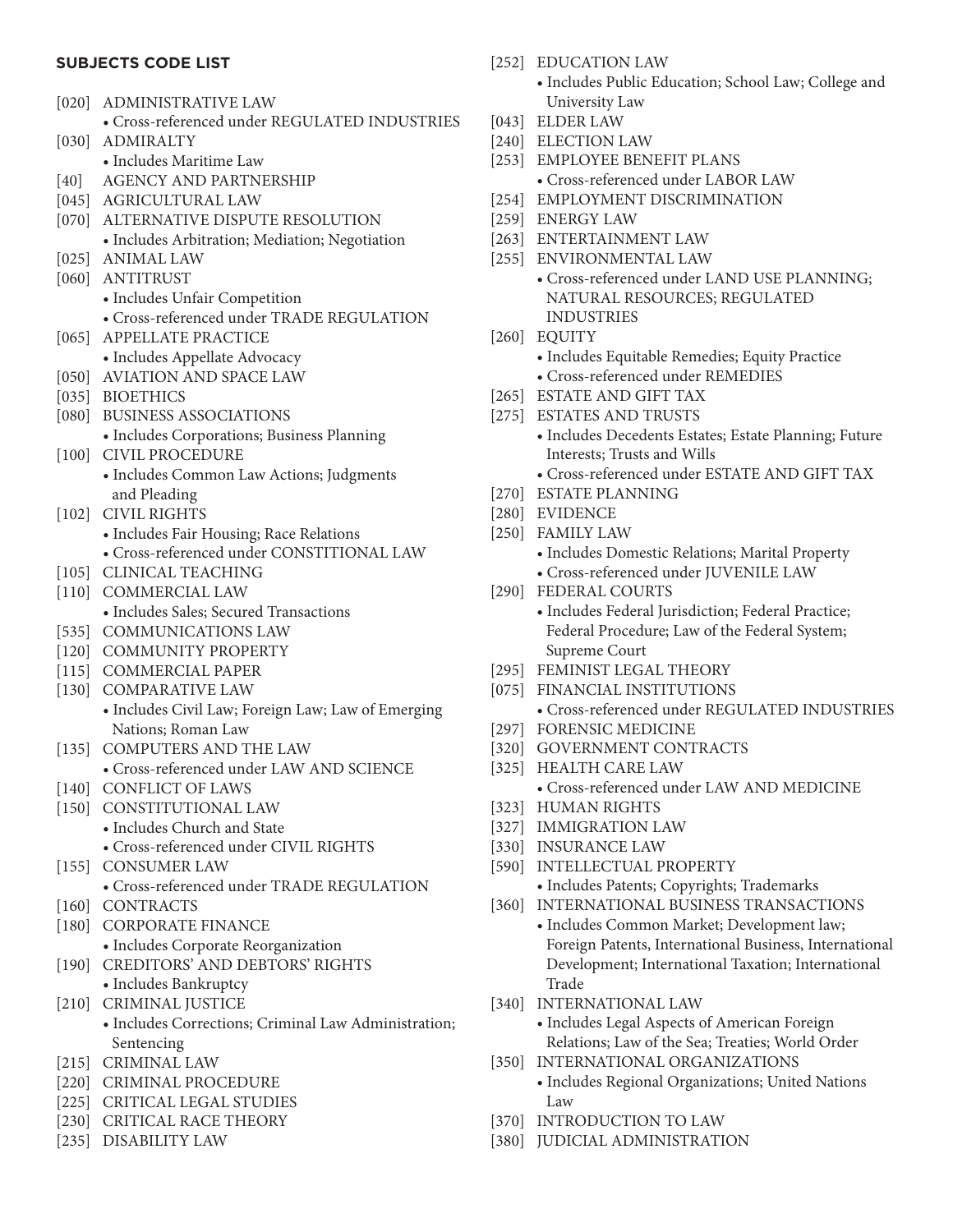**SUBJECTS CODE LIST**

[020] ADMINISTRATIVE LAW
- Cross-referenced under REGULATED INDUSTRIES

[030] ADMIRALTY
- Includes Maritime Law

[40] AGENCY AND PARTNERSHIP

[045] AGRICULTURAL LAW

[070] ALTERNATIVE DISPUTE RESOLUTION
- Includes Arbitration; Mediation; Negotiation

[025] ANIMAL LAW

[060] ANTITRUST
- Includes Unfair Competition
- Cross-referenced under TRADE REGULATION

[065] APPELLATE PRACTICE
- Includes Appellate Advocacy

[050] AVIATION AND SPACE LAW

[035] BIOETHICS

[080] BUSINESS ASSOCIATIONS
- Includes Corporations; Business Planning

[100] CIVIL PROCEDURE
- Includes Common Law Actions; Judgments and Pleading

[102] CIVIL RIGHTS
- Includes Fair Housing; Race Relations
- Cross-referenced under CONSTITIONAL LAW

[105] CLINICAL TEACHING

[110] COMMERCIAL LAW
- Includes Sales; Secured Transactions

[535] COMMUNICATIONS LAW

[120] COMMUNITY PROPERTY

[115] COMMERCIAL PAPER

[130] COMPARATIVE LAW
- Includes Civil Law; Foreign Law; Law of Emerging Nations; Roman Law

[135] COMPUTERS AND THE LAW
- Cross-referenced under LAW AND SCIENCE

[140] CONFLICT OF LAWS

[150] CONSTITUTIONAL LAW
- Includes Church and State
- Cross-referenced under CIVIL RIGHTS

[155] CONSUMER LAW
- Cross-referenced under TRADE REGULATION

[160] CONTRACTS

[180] CORPORATE FINANCE
- Includes Corporate Reorganization

[190] CREDITORS' AND DEBTORS' RIGHTS
- Includes Bankruptcy

[210] CRIMINAL JUSTICE
- Includes Corrections; Criminal Law Administration; Sentencing

[215] CRIMINAL LAW

[220] CRIMINAL PROCEDURE

[225] CRITICAL LEGAL STUDIES

[230] CRITICAL RACE THEORY

[235] DISABILITY LAW

[252] EDUCATION LAW
- Includes Public Education; School Law; College and University Law

[043] ELDER LAW

[240] ELECTION LAW

[253] EMPLOYEE BENEFIT PLANS
- Cross-referenced under LABOR LAW

[254] EMPLOYMENT DISCRIMINATION

[259] ENERGY LAW

[263] ENTERTAINMENT LAW

[255] ENVIRONMENTAL LAW
- Cross-referenced under LAND USE PLANNING; NATURAL RESOURCES; REGULATED INDUSTRIES

[260] EQUITY
- Includes Equitable Remedies; Equity Practice
- Cross-referenced under REMEDIES

[265] ESTATE AND GIFT TAX

[275] ESTATES AND TRUSTS
- Includes Decedents Estates; Estate Planning; Future Interests; Trusts and Wills
- Cross-referenced under ESTATE AND GIFT TAX

[270] ESTATE PLANNING

[280] EVIDENCE

[250] FAMILY LAW
- Includes Domestic Relations; Marital Property
- Cross-referenced under JUVENILE LAW

[290] FEDERAL COURTS
- Includes Federal Jurisdiction; Federal Practice; Federal Procedure; Law of the Federal System; Supreme Court

[295] FEMINIST LEGAL THEORY

[075] FINANCIAL INSTITUTIONS
- Cross-referenced under REGULATED INDUSTRIES

[297] FORENSIC MEDICINE

[320] GOVERNMENT CONTRACTS

[325] HEALTH CARE LAW
- Cross-referenced under LAW AND MEDICINE

[323] HUMAN RIGHTS

[327] IMMIGRATION LAW

[330] INSURANCE LAW

[590] INTELLECTUAL PROPERTY
- Includes Patents; Copyrights; Trademarks

[360] INTERNATIONAL BUSINESS TRANSACTIONS
- Includes Common Market; Development law; Foreign Patents, International Business, International Development; International Taxation; International Trade

[340] INTERNATIONAL LAW
- Includes Legal Aspects of American Foreign Relations; Law of the Sea; Treaties; World Order

[350] INTERNATIONAL ORGANIZATIONS
- Includes Regional Organizations; United Nations Law

[370] INTRODUCTION TO LAW

[380] JUDICIAL ADMINISTRATION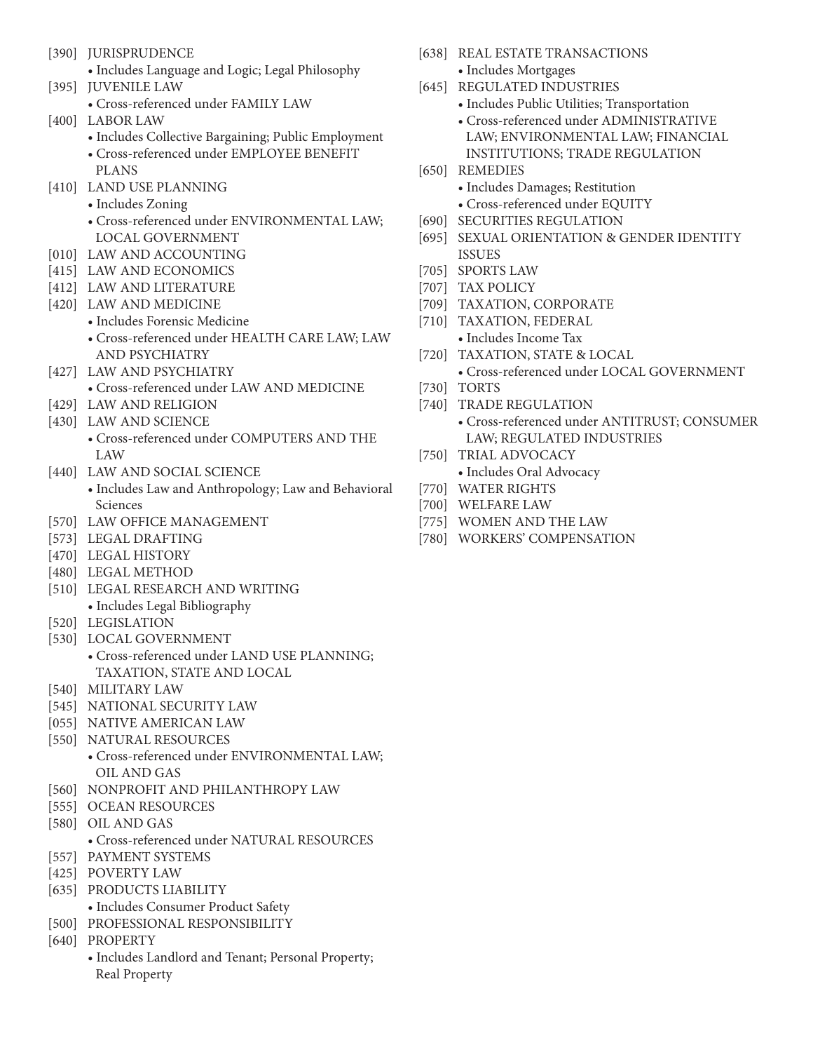- [390] JURISPRUDENCE
  - Includes Language and Logic; Legal Philosophy
- [395] JUVENILE LAW
  - Cross-referenced under FAMILY LAW
- [400] LABOR LAW
  - Includes Collective Bargaining; Public Employment
  - Cross-referenced under EMPLOYEE BENEFIT PLANS
- [410] LAND USE PLANNING
  - Includes Zoning
  - Cross-referenced under ENVIRONMENTAL LAW; LOCAL GOVERNMENT
- [010] LAW AND ACCOUNTING
- [415] LAW AND ECONOMICS
- [412] LAW AND LITERATURE
- [420] LAW AND MEDICINE
  - Includes Forensic Medicine
  - Cross-referenced under HEALTH CARE LAW; LAW AND PSYCHIATRY
- [427] LAW AND PSYCHIATRY
  - Cross-referenced under LAW AND MEDICINE
- [429] LAW AND RELIGION
- [430] LAW AND SCIENCE
  - Cross-referenced under COMPUTERS AND THE LAW
- [440] LAW AND SOCIAL SCIENCE
  - Includes Law and Anthropology; Law and Behavioral Sciences
- [570] LAW OFFICE MANAGEMENT
- [573] LEGAL DRAFTING
- [470] LEGAL HISTORY
- [480] LEGAL METHOD
- [510] LEGAL RESEARCH AND WRITING
  - Includes Legal Bibliography
- [520] LEGISLATION
- [530] LOCAL GOVERNMENT
  - Cross-referenced under LAND USE PLANNING; TAXATION, STATE AND LOCAL
- [540] MILITARY LAW
- [545] NATIONAL SECURITY LAW
- [055] NATIVE AMERICAN LAW
- [550] NATURAL RESOURCES
  - Cross-referenced under ENVIRONMENTAL LAW; OIL AND GAS
- [560] NONPROFIT AND PHILANTHROPY LAW
- [555] OCEAN RESOURCES
- [580] OIL AND GAS
  - Cross-referenced under NATURAL RESOURCES
- [557] PAYMENT SYSTEMS
- [425] POVERTY LAW
- [635] PRODUCTS LIABILITY
  - Includes Consumer Product Safety
- [500] PROFESSIONAL RESPONSIBILITY
- [640] PROPERTY
  - Includes Landlord and Tenant; Personal Property; Real Property
- [638] REAL ESTATE TRANSACTIONS
  - Includes Mortgages
- [645] REGULATED INDUSTRIES
  - Includes Public Utilities; Transportation
  - Cross-referenced under ADMINISTRATIVE LAW; ENVIRONMENTAL LAW; FINANCIAL INSTITUTIONS; TRADE REGULATION
- [650] REMEDIES
  - Includes Damages; Restitution
  - Cross-referenced under EQUITY
- [690] SECURITIES REGULATION
- [695] SEXUAL ORIENTATION & GENDER IDENTITY ISSUES
- [705] SPORTS LAW
- [707] TAX POLICY
- [709] TAXATION, CORPORATE
- [710] TAXATION, FEDERAL
  - Includes Income Tax
- [720] TAXATION, STATE & LOCAL
  - Cross-referenced under LOCAL GOVERNMENT
- [730] TORTS
- [740] TRADE REGULATION
  - Cross-referenced under ANTITRUST; CONSUMER LAW; REGULATED INDUSTRIES
- [750] TRIAL ADVOCACY
  - Includes Oral Advocacy
- [770] WATER RIGHTS
- [700] WELFARE LAW
- [775] WOMEN AND THE LAW
- [780] WORKERS' COMPENSATION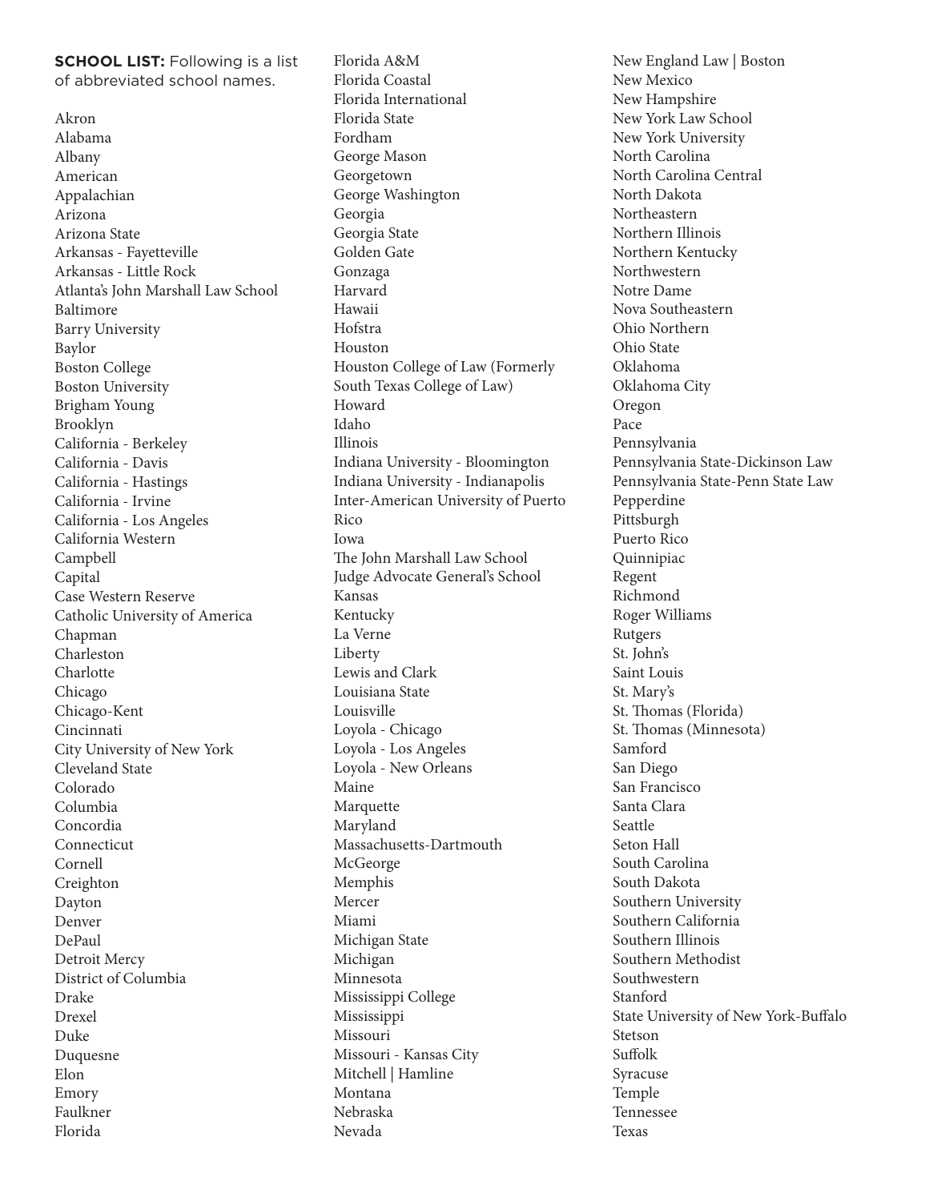**SCHOOL LIST:** Following is a list of abbreviated school names.

Akron
Alabama
Albany
American
Appalachian
Arizona
Arizona State
Arkansas - Fayetteville
Arkansas - Little Rock
Atlanta's John Marshall Law School
Baltimore
Barry University
Baylor
Boston College
Boston University
Brigham Young
Brooklyn
California - Berkeley
California - Davis
California - Hastings
California - Irvine
California - Los Angeles
California Western
Campbell
Capital
Case Western Reserve
Catholic University of America
Chapman
Charleston
Charlotte
Chicago
Chicago-Kent
Cincinnati
City University of New York
Cleveland State
Colorado
Columbia
Concordia
Connecticut
Cornell
Creighton
Dayton
Denver
DePaul
Detroit Mercy
District of Columbia
Drake
Drexel
Duke
Duquesne
Elon
Emory
Faulkner
Florida
Florida A&M
Florida Coastal
Florida International
Florida State
Fordham
George Mason
Georgetown
George Washington
Georgia
Georgia State
Golden Gate
Gonzaga
Harvard
Hawaii
Hofstra
Houston
Houston College of Law (Formerly South Texas College of Law)
Howard
Idaho
Illinois
Indiana University - Bloomington
Indiana University - Indianapolis
Inter-American University of Puerto Rico
Iowa
The John Marshall Law School
Judge Advocate General's School
Kansas
Kentucky
La Verne
Liberty
Lewis and Clark
Louisiana State
Louisville
Loyola - Chicago
Loyola - Los Angeles
Loyola - New Orleans
Maine
Marquette
Maryland
Massachusetts-Dartmouth
McGeorge
Memphis
Mercer
Miami
Michigan State
Michigan
Minnesota
Mississippi College
Mississippi
Missouri
Missouri - Kansas City
Mitchell | Hamline
Montana
Nebraska
Nevada
New England Law | Boston
New Mexico
New Hampshire
New York Law School
New York University
North Carolina
North Carolina Central
North Dakota
Northeastern
Northern Illinois
Northern Kentucky
Northwestern
Notre Dame
Nova Southeastern
Ohio Northern
Ohio State
Oklahoma
Oklahoma City
Oregon
Pace
Pennsylvania
Pennsylvania State-Dickinson Law
Pennsylvania State-Penn State Law
Pepperdine
Pittsburgh
Puerto Rico
Quinnipiac
Regent
Richmond
Roger Williams
Rutgers
St. John's
Saint Louis
St. Mary's
St. Thomas (Florida)
St. Thomas (Minnesota)
Samford
San Diego
San Francisco
Santa Clara
Seattle
Seton Hall
South Carolina
South Dakota
Southern University
Southern California
Southern Illinois
Southern Methodist
Southwestern
Stanford
State University of New York-Buffalo
Stetson
Suffolk
Syracuse
Temple
Tennessee
Texas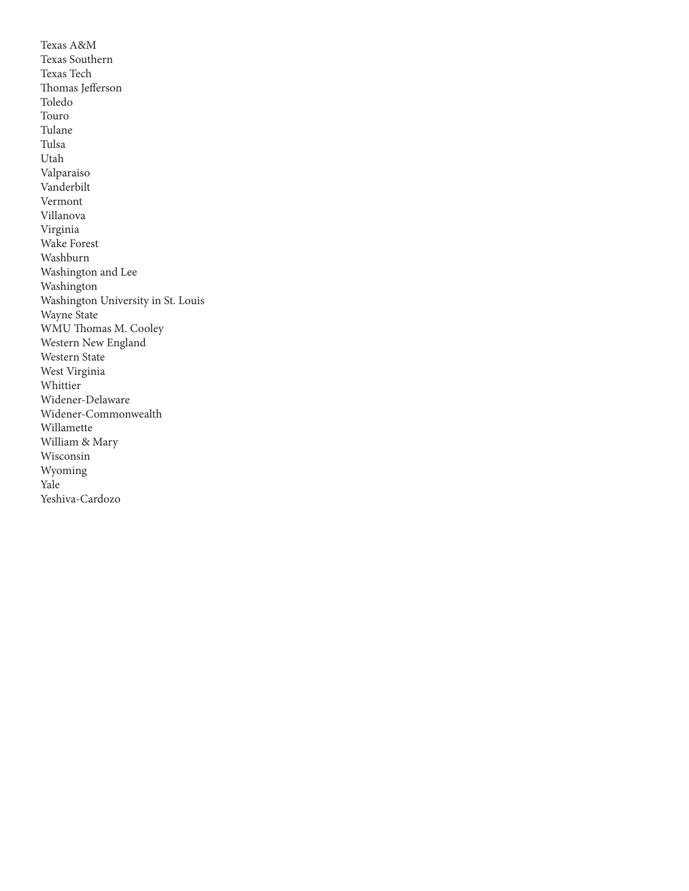Texas A&M
Texas Southern
Texas Tech
Thomas Jefferson
Toledo
Touro
Tulane
Tulsa
Utah
Valparaiso
Vanderbilt
Vermont
Villanova
Virginia
Wake Forest
Washburn
Washington and Lee
Washington
Washington University in St. Louis
Wayne State
WMU Thomas M. Cooley
Western New England
Western State
West Virginia
Whittier
Widener-Delaware
Widener-Commonwealth
Willamette
William & Mary
Wisconsin
Wyoming
Yale
Yeshiva-Cardozo